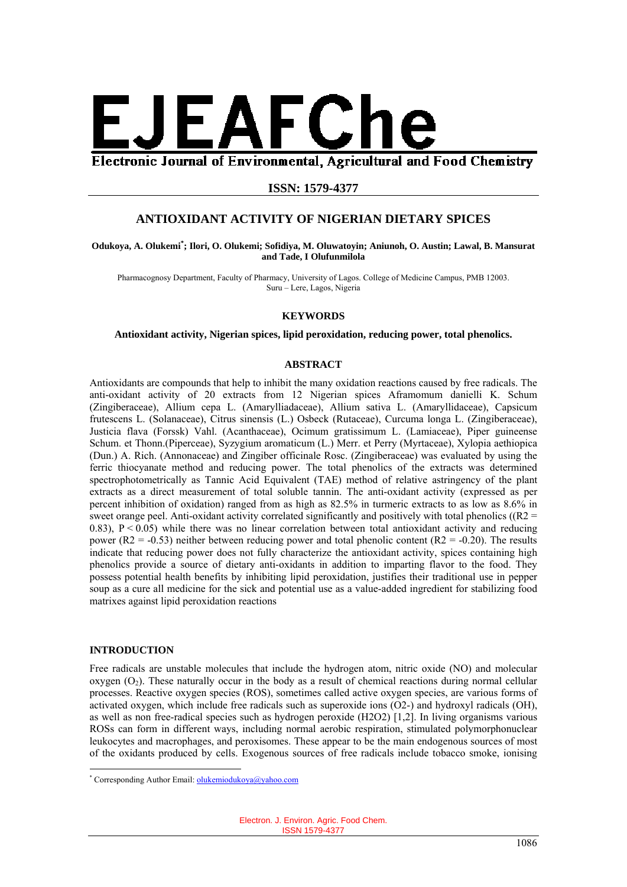# EJEAFChe

**Electronic Journal of Environmental, Agricultural and Food Chemistry**

**ISSN: 1579-4377**

## ANTIOXIDANT ACTIVITY OF NIGERIAN DIETARY SPICES

**Odukoya, A. Olukemi*; Ilori, O. Olukemi; Sofidiya, M. Oluwatoyin; Aniunoh, O. Austin; Lawal, B. Mansurat and Tade, I Olufunmilola**

Pharmacognosy Department, Faculty of Pharmacy, University of Lagos. College of Medicine Campus, PMB 12003. Suru – Lere, Lagos, Nigeria

### KEYWORDS

**Antioxidant activity, Nigerian spices, lipid peroxidation, reducing power, total phenolics.**

### ABSTRACT

Antioxidants are compounds that help to inhibit the many oxidation reactions caused by free radicals. The anti-oxidant activity of 20 extracts from 12 Nigerian spices Aframomum danielli K. Schum (Zingiberaceae), Allium cepa L. (Amarylliadaceae), Allium sativa L. (Amaryllidaceae), Capsicum frutescens L. (Solanaceae), Citrus sinensis (L.) Osbeck (Rutaceae), Curcuma longa L. (Zingiberaceae), Justicia flava (Forssk) Vahl. (Acanthaceae), Ocimum gratissimum L. (Lamiaceae), Piper guineense Schum. et Thonn.(Piperceae), Syzygium aromaticum (L.) Merr. et Perry (Myrtaceae), Xylopia aethiopica (Dun.) A. Rich. (Annonaceae) and Zingiber officinale Rosc. (Zingiberaceae) was evaluated by using the ferric thiocyanate method and reducing power. The total phenolics of the extracts was determined spectrophotometrically as Tannic Acid Equivalent (TAE) method of relative astringency of the plant extracts as a direct measurement of total soluble tannin. The anti-oxidant activity (expressed as per percent inhibition of oxidation) ranged from as high as 82.5% in turmeric extracts to as low as 8.6% in sweet orange peel. Anti-oxidant activity correlated significantly and positively with total phenolics (($R2 = 0.83$), $P < 0.05$) while there was no linear correlation between total antioxidant activity and reducing power ($R2 = -0.53$) neither between reducing power and total phenolic content ($R2 = -0.20$). The results indicate that reducing power does not fully characterize the antioxidant activity, spices containing high phenolics provide a source of dietary anti-oxidants in addition to imparting flavor to the food. They possess potential health benefits by inhibiting lipid peroxidation, justifies their traditional use in pepper soup as a cure all medicine for the sick and potential use as a value-added ingredient for stabilizing food matrixes against lipid peroxidation reactions

### INTRODUCTION

Free radicals are unstable molecules that include the hydrogen atom, nitric oxide (NO) and molecular oxygen ($O_2$). These naturally occur in the body as a result of chemical reactions during normal cellular processes. Reactive oxygen species (ROS), sometimes called active oxygen species, are various forms of activated oxygen, which include free radicals such as superoxide ions ($O2-$) and hydroxyl radicals (OH), as well as non free-radical species such as hydrogen peroxide (H2O2) [1,2]. In living organisms various ROSs can form in different ways, including normal aerobic respiration, stimulated polymorphonuclear leukocytes and macrophages, and peroxisomes. These appear to be the main endogenous sources of most of the oxidants produced by cells. Exogenous sources of free radicals include tobacco smoke, ionising

* Corresponding Author Email: olukemiodukoya@yahoo.com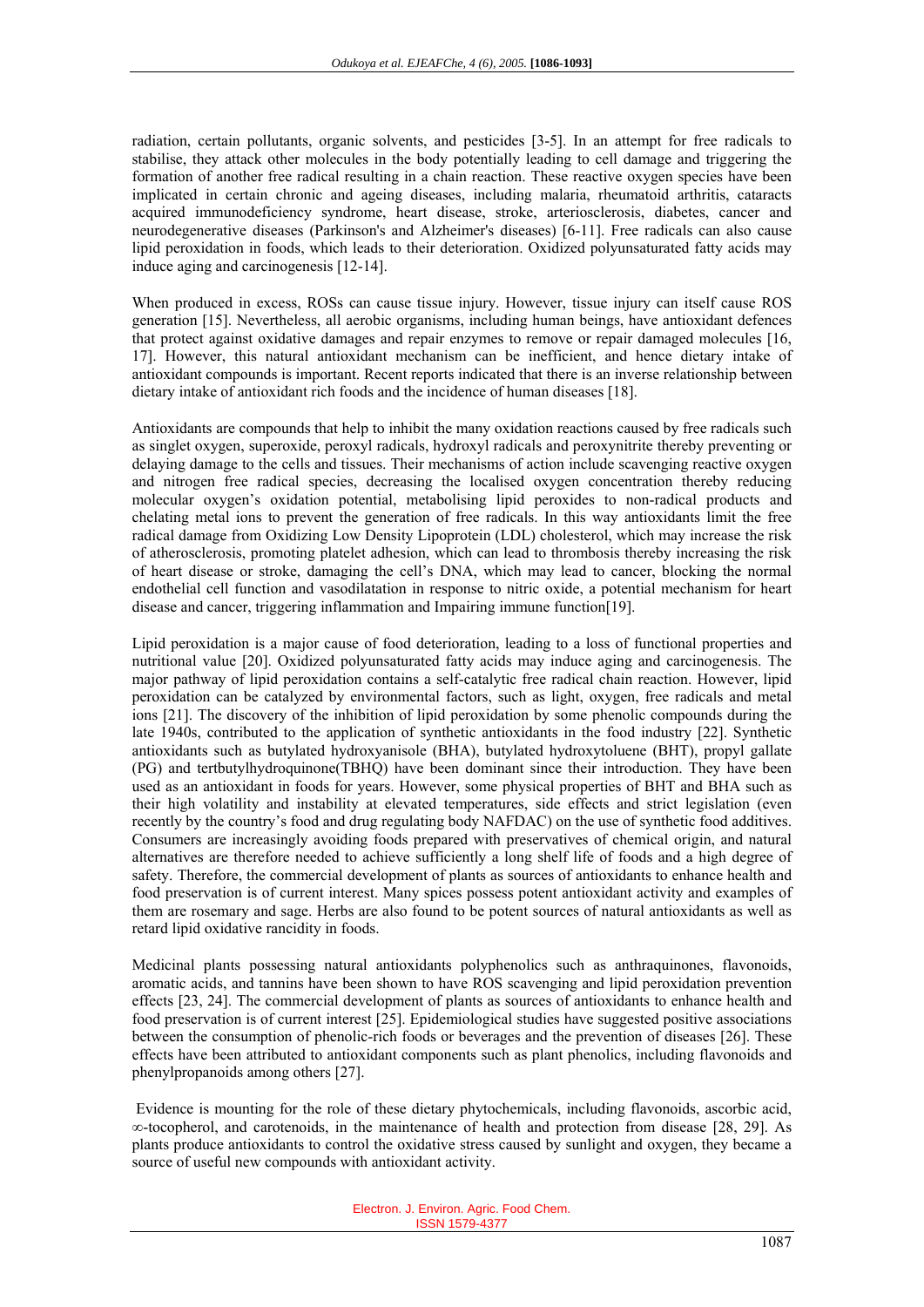radiation, certain pollutants, organic solvents, and pesticides [3-5]. In an attempt for free radicals to stabilise, they attack other molecules in the body potentially leading to cell damage and triggering the formation of another free radical resulting in a chain reaction. These reactive oxygen species have been implicated in certain chronic and ageing diseases, including malaria, rheumatoid arthritis, cataracts acquired immunodeficiency syndrome, heart disease, stroke, arteriosclerosis, diabetes, cancer and neurodegenerative diseases (Parkinson's and Alzheimer's diseases) [6-11]. Free radicals can also cause lipid peroxidation in foods, which leads to their deterioration. Oxidized polyunsaturated fatty acids may induce aging and carcinogenesis [12-14].

When produced in excess, ROSs can cause tissue injury. However, tissue injury can itself cause ROS generation [15]. Nevertheless, all aerobic organisms, including human beings, have antioxidant defences that protect against oxidative damages and repair enzymes to remove or repair damaged molecules [16, 17]. However, this natural antioxidant mechanism can be inefficient, and hence dietary intake of antioxidant compounds is important. Recent reports indicated that there is an inverse relationship between dietary intake of antioxidant rich foods and the incidence of human diseases [18].

Antioxidants are compounds that help to inhibit the many oxidation reactions caused by free radicals such as singlet oxygen, superoxide, peroxyl radicals, hydroxyl radicals and peroxynitrite thereby preventing or delaying damage to the cells and tissues. Their mechanisms of action include scavenging reactive oxygen and nitrogen free radical species, decreasing the localised oxygen concentration thereby reducing molecular oxygen's oxidation potential, metabolising lipid peroxides to non-radical products and chelating metal ions to prevent the generation of free radicals. In this way antioxidants limit the free radical damage from Oxidizing Low Density Lipoprotein (LDL) cholesterol, which may increase the risk of atherosclerosis, promoting platelet adhesion, which can lead to thrombosis thereby increasing the risk of heart disease or stroke, damaging the cell's DNA, which may lead to cancer, blocking the normal endothelial cell function and vasodilatation in response to nitric oxide, a potential mechanism for heart disease and cancer, triggering inflammation and Impairing immune function[19].

Lipid peroxidation is a major cause of food deterioration, leading to a loss of functional properties and nutritional value [20]. Oxidized polyunsaturated fatty acids may induce aging and carcinogenesis. The major pathway of lipid peroxidation contains a self-catalytic free radical chain reaction. However, lipid peroxidation can be catalyzed by environmental factors, such as light, oxygen, free radicals and metal ions [21]. The discovery of the inhibition of lipid peroxidation by some phenolic compounds during the late 1940s, contributed to the application of synthetic antioxidants in the food industry [22]. Synthetic antioxidants such as butylated hydroxyanisole (BHA), butylated hydroxytoluene (BHT), propyl gallate (PG) and tertbutylhydroquinone(TBHQ) have been dominant since their introduction. They have been used as an antioxidant in foods for years. However, some physical properties of BHT and BHA such as their high volatility and instability at elevated temperatures, side effects and strict legislation (even recently by the country's food and drug regulating body NAFDAC) on the use of synthetic food additives. Consumers are increasingly avoiding foods prepared with preservatives of chemical origin, and natural alternatives are therefore needed to achieve sufficiently a long shelf life of foods and a high degree of safety. Therefore, the commercial development of plants as sources of antioxidants to enhance health and food preservation is of current interest. Many spices possess potent antioxidant activity and examples of them are rosemary and sage. Herbs are also found to be potent sources of natural antioxidants as well as retard lipid oxidative rancidity in foods.

Medicinal plants possessing natural antioxidants polyphenolics such as anthraquinones, flavonoids, aromatic acids, and tannins have been shown to have ROS scavenging and lipid peroxidation prevention effects [23, 24]. The commercial development of plants as sources of antioxidants to enhance health and food preservation is of current interest [25]. Epidemiological studies have suggested positive associations between the consumption of phenolic-rich foods or beverages and the prevention of diseases [26]. These effects have been attributed to antioxidant components such as plant phenolics, including flavonoids and phenylpropanoids among others [27].

Evidence is mounting for the role of these dietary phytochemicals, including flavonoids, ascorbic acid, ∞-tocopherol, and carotenoids, in the maintenance of health and protection from disease [28, 29]. As plants produce antioxidants to control the oxidative stress caused by sunlight and oxygen, they became a source of useful new compounds with antioxidant activity.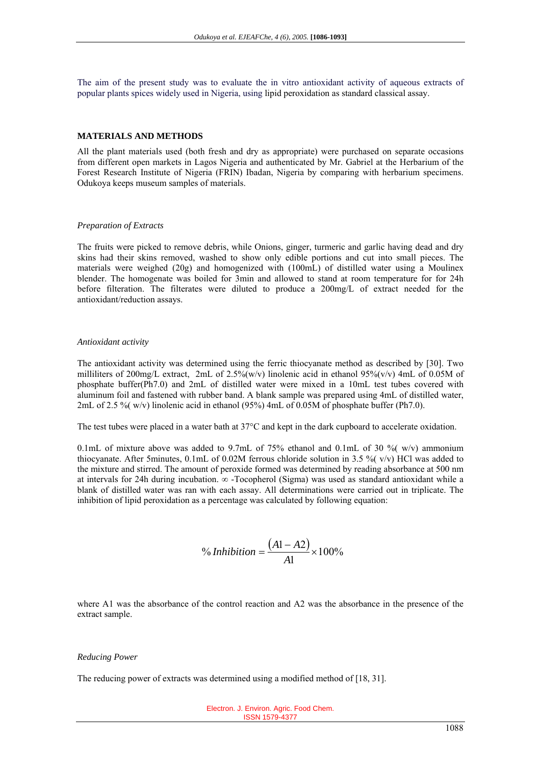The aim of the present study was to evaluate the in vitro antioxidant activity of aqueous extracts of popular plants spices widely used in Nigeria, using lipid peroxidation as standard classical assay.

## MATERIALS AND METHODS

All the plant materials used (both fresh and dry as appropriate) were purchased on separate occasions from different open markets in Lagos Nigeria and authenticated by Mr. Gabriel at the Herbarium of the Forest Research Institute of Nigeria (FRIN) Ibadan, Nigeria by comparing with herbarium specimens. Odukoya keeps museum samples of materials.

### *Preparation of Extracts*

The fruits were picked to remove debris, while Onions, ginger, turmeric and garlic having dead and dry skins had their skins removed, washed to show only edible portions and cut into small pieces. The materials were weighed (20g) and homogenized with (100mL) of distilled water using a Moulinex blender. The homogenate was boiled for 3min and allowed to stand at room temperature for for 24h before filteration. The filterates were diluted to produce a 200mg/L of extract needed for the antioxidant/reduction assays.

### *Antioxidant activity*

The antioxidant activity was determined using the ferric thiocyanate method as described by [30]. Two milliliters of 200mg/L extract, 2mL of 2.5%(w/v) linolenic acid in ethanol 95%(v/v) 4mL of 0.05M of phosphate buffer(Ph7.0) and 2mL of distilled water were mixed in a 10mL test tubes covered with aluminum foil and fastened with rubber band. A blank sample was prepared using 4mL of distilled water, 2mL of 2.5 %( w/v) linolenic acid in ethanol (95%) 4mL of 0.05M of phosphate buffer (Ph7.0).

The test tubes were placed in a water bath at 37°C and kept in the dark cupboard to accelerate oxidation.

0.1mL of mixture above was added to 9.7mL of 75% ethanol and 0.1mL of 30 %( w/v) ammonium thiocyanate. After 5minutes, 0.1mL of 0.02M ferrous chloride solution in 3.5 %( v/v) HCl was added to the mixture and stirred. The amount of peroxide formed was determined by reading absorbance at 500 nm at intervals for 24h during incubation. ∞ -Tocopherol (Sigma) was used as standard antioxidant while a blank of distilled water was ran with each assay. All determinations were carried out in triplicate. The inhibition of lipid peroxidation as a percentage was calculated by following equation:

$$\%\,Inhibition = \frac{(A1 - A2)}{A1} \times 100\%$$

where A1 was the absorbance of the control reaction and A2 was the absorbance in the presence of the extract sample.

### *Reducing Power*

The reducing power of extracts was determined using a modified method of [18, 31].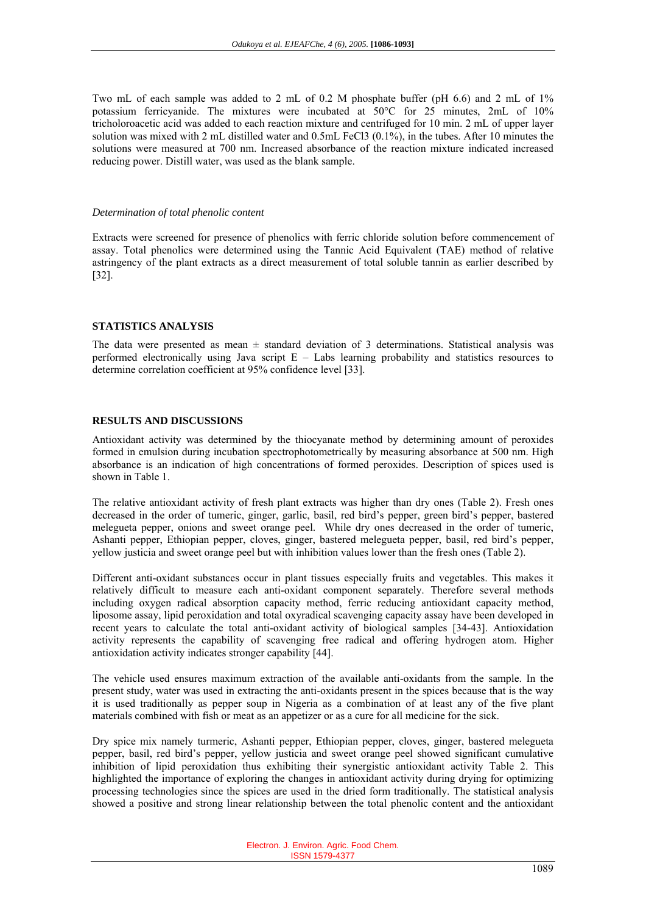Two mL of each sample was added to 2 mL of 0.2 M phosphate buffer (pH 6.6) and 2 mL of 1% potassium ferricyanide. The mixtures were incubated at 50°C for 25 minutes, 2mL of 10% tricholoroacetic acid was added to each reaction mixture and centrifuged for 10 min. 2 mL of upper layer solution was mixed with 2 mL distilled water and 0.5mL $FeCl_3$ (0.1%), in the tubes. After 10 minutes the solutions were measured at 700 nm. Increased absorbance of the reaction mixture indicated increased reducing power. Distill water, was used as the blank sample.

*Determination of total phenolic content*

Extracts were screened for presence of phenolics with ferric chloride solution before commencement of assay. Total phenolics were determined using the Tannic Acid Equivalent (TAE) method of relative astringency of the plant extracts as a direct measurement of total soluble tannin as earlier described by [32].

## STATISTICS ANALYSIS

The data were presented as mean ± standard deviation of 3 determinations. Statistical analysis was performed electronically using Java script E – Labs learning probability and statistics resources to determine correlation coefficient at 95% confidence level [33].

## RESULTS AND DISCUSSIONS

Antioxidant activity was determined by the thiocyanate method by determining amount of peroxides formed in emulsion during incubation spectrophotometrically by measuring absorbance at 500 nm. High absorbance is an indication of high concentrations of formed peroxides. Description of spices used is shown in Table 1.

The relative antioxidant activity of fresh plant extracts was higher than dry ones (Table 2). Fresh ones decreased in the order of tumeric, ginger, garlic, basil, red bird's pepper, green bird's pepper, bastered melegueta pepper, onions and sweet orange peel. While dry ones decreased in the order of tumeric, Ashanti pepper, Ethiopian pepper, cloves, ginger, bastered melegueta pepper, basil, red bird's pepper, yellow justicia and sweet orange peel but with inhibition values lower than the fresh ones (Table 2).

Different anti-oxidant substances occur in plant tissues especially fruits and vegetables. This makes it relatively difficult to measure each anti-oxidant component separately. Therefore several methods including oxygen radical absorption capacity method, ferric reducing antioxidant capacity method, liposome assay, lipid peroxidation and total oxyradical scavenging capacity assay have been developed in recent years to calculate the total anti-oxidant activity of biological samples [34-43]. Antioxidation activity represents the capability of scavenging free radical and offering hydrogen atom. Higher antioxidation activity indicates stronger capability [44].

The vehicle used ensures maximum extraction of the available anti-oxidants from the sample. In the present study, water was used in extracting the anti-oxidants present in the spices because that is the way it is used traditionally as pepper soup in Nigeria as a combination of at least any of the five plant materials combined with fish or meat as an appetizer or as a cure for all medicine for the sick.

Dry spice mix namely turmeric, Ashanti pepper, Ethiopian pepper, cloves, ginger, bastered melegueta pepper, basil, red bird's pepper, yellow justicia and sweet orange peel showed significant cumulative inhibition of lipid peroxidation thus exhibiting their synergistic antioxidant activity Table 2. This highlighted the importance of exploring the changes in antioxidant activity during drying for optimizing processing technologies since the spices are used in the dried form traditionally. The statistical analysis showed a positive and strong linear relationship between the total phenolic content and the antioxidant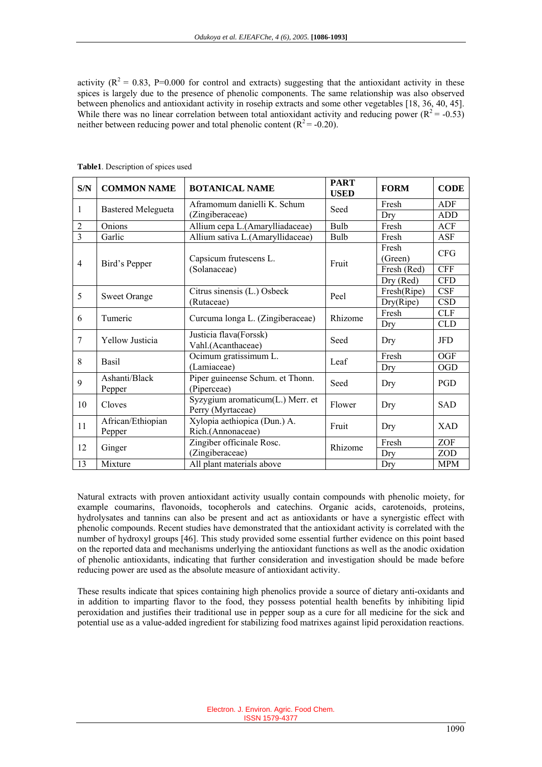activity ($R^2$ = 0.83, P=0.000 for control and extracts) suggesting that the antioxidant activity in these spices is largely due to the presence of phenolic components. The same relationship was also observed between phenolics and antioxidant activity in rosehip extracts and some other vegetables [18, 36, 40, 45]. While there was no linear correlation between total antioxidant activity and reducing power ($R^2$ = -0.53) neither between reducing power and total phenolic content ($R^2$ = -0.20).

**Table1**. Description of spices used

| S/N | COMMON NAME | BOTANICAL NAME | PART USED | FORM | CODE |
|---|---|---|---|---|---|
| 1 | Bastered Melegueta | Aframomum danielli K. Schum (Zingiberaceae) | Seed | Fresh | ADF |
| | | | | Dry | ADD |
| 2 | Onions | Allium cepa L.(Amarylliadaceae) | Bulb | Fresh | ACF |
| 3 | Garlic | Allium sativa L.(Amaryllidaceae) | Bulb | Fresh | ASF |
| 4 | Bird's Pepper | Capsicum frutescens L. (Solanaceae) | Fruit | Fresh (Green) | CFG |
| | | | | Fresh (Red) | CFF |
| | | | | Dry (Red) | CFD |
| 5 | Sweet Orange | Citrus sinensis (L.) Osbeck (Rutaceae) | Peel | Fresh(Ripe) | CSF |
| | | | | Dry(Ripe) | CSD |
| 6 | Tumeric | Curcuma longa L. (Zingiberaceae) | Rhizome | Fresh | CLF |
| | | | | Dry | CLD |
| 7 | Yellow Justicia | Justicia flava(Forssk) Vahl.(Acanthaceae) | Seed | Dry | JFD |
| 8 | Basil | Ocimum gratissimum L. (Lamiaceae) | Leaf | Fresh | OGF |
| | | | | Dry | OGD |
| 9 | Ashanti/Black Pepper | Piper guineense Schum. et Thonn. (Piperceae) | Seed | Dry | PGD |
| 10 | Cloves | Syzygium aromaticum(L.) Merr. et Perry (Myrtaceae) | Flower | Dry | SAD |
| 11 | African/Ethiopian Pepper | Xylopia aethiopica (Dun.) A. Rich.(Annonaceae) | Fruit | Dry | XAD |
| 12 | Ginger | Zingiber officinale Rosc. (Zingiberaceae) | Rhizome | Fresh | ZOF |
| | | | | Dry | ZOD |
| 13 | Mixture | All plant materials above | | Dry | MPM |

Natural extracts with proven antioxidant activity usually contain compounds with phenolic moiety, for example coumarins, flavonoids, tocopherols and catechins. Organic acids, carotenoids, proteins, hydrolysates and tannins can also be present and act as antioxidants or have a synergistic effect with phenolic compounds. Recent studies have demonstrated that the antioxidant activity is correlated with the number of hydroxyl groups [46]. This study provided some essential further evidence on this point based on the reported data and mechanisms underlying the antioxidant functions as well as the anodic oxidation of phenolic antioxidants, indicating that further consideration and investigation should be made before reducing power are used as the absolute measure of antioxidant activity.

These results indicate that spices containing high phenolics provide a source of dietary anti-oxidants and in addition to imparting flavor to the food, they possess potential health benefits by inhibiting lipid peroxidation and justifies their traditional use in pepper soup as a cure for all medicine for the sick and potential use as a value-added ingredient for stabilizing food matrixes against lipid peroxidation reactions.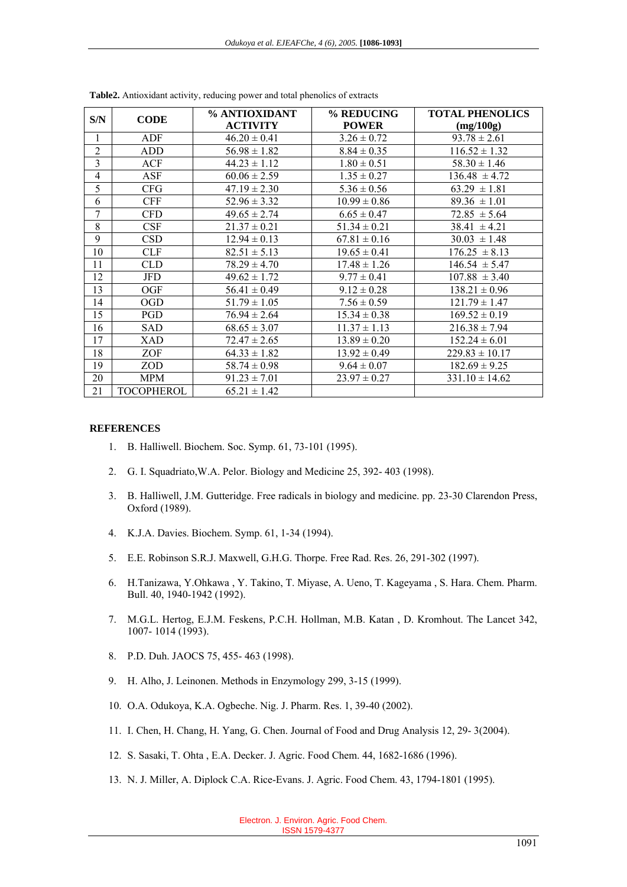**Table2.** Antioxidant activity, reducing power and total phenolics of extracts

| S/N | CODE | % ANTIOXIDANT ACTIVITY | % REDUCING POWER | TOTAL PHENOLICS (mg/100g) |
|---|---|---|---|---|
| 1 | ADF | 46.20 ± 0.41 | 3.26 ± 0.72 | 93.78 ± 2.61 |
| 2 | ADD | 56.98 ± 1.82 | 8.84 ± 0.35 | 116.52 ± 1.32 |
| 3 | ACF | 44.23 ± 1.12 | 1.80 ± 0.51 | 58.30 ± 1.46 |
| 4 | ASF | 60.06 ± 2.59 | 1.35 ± 0.27 | 136.48 ± 4.72 |
| 5 | CFG | 47.19 ± 2.30 | 5.36 ± 0.56 | 63.29 ± 1.81 |
| 6 | CFF | 52.96 ± 3.32 | 10.99 ± 0.86 | 89.36 ± 1.01 |
| 7 | CFD | 49.65 ± 2.74 | 6.65 ± 0.47 | 72.85 ± 5.64 |
| 8 | CSF | 21.37 ± 0.21 | 51.34 ± 0.21 | 38.41 ± 4.21 |
| 9 | CSD | 12.94 ± 0.13 | 67.81 ± 0.16 | 30.03 ± 1.48 |
| 10 | CLF | 82.51 ± 5.13 | 19.65 ± 0.41 | 176.25 ± 8.13 |
| 11 | CLD | 78.29 ± 4.70 | 17.48 ± 1.26 | 146.54 ± 5.47 |
| 12 | JFD | 49.62 ± 1.72 | 9.77 ± 0.41 | 107.88 ± 3.40 |
| 13 | OGF | 56.41 ± 0.49 | 9.12 ± 0.28 | 138.21 ± 0.96 |
| 14 | OGD | 51.79 ± 1.05 | 7.56 ± 0.59 | 121.79 ± 1.47 |
| 15 | PGD | 76.94 ± 2.64 | 15.34 ± 0.38 | 169.52 ± 0.19 |
| 16 | SAD | 68.65 ± 3.07 | 11.37 ± 1.13 | 216.38 ± 7.94 |
| 17 | XAD | 72.47 ± 2.65 | 13.89 ± 0.20 | 152.24 ± 6.01 |
| 18 | ZOF | 64.33 ± 1.82 | 13.92 ± 0.49 | 229.83 ± 10.17 |
| 19 | ZOD | 58.74 ± 0.98 | 9.64 ± 0.07 | 182.69 ± 9.25 |
| 20 | MPM | 91.23 ± 7.01 | 23.97 ± 0.27 | 331.10 ± 14.62 |
| 21 | TOCOPHEROL | 65.21 ± 1.42 | | |

## REFERENCES

1. B. Halliwell. Biochem. Soc. Symp. 61, 73-101 (1995).
2. G. I. Squadriato,W.A. Pelor. Biology and Medicine 25, 392- 403 (1998).
3. B. Halliwell, J.M. Gutteridge. Free radicals in biology and medicine. pp. 23-30 Clarendon Press, Oxford (1989).
4. K.J.A. Davies. Biochem. Symp. 61, 1-34 (1994).
5. E.E. Robinson S.R.J. Maxwell, G.H.G. Thorpe. Free Rad. Res. 26, 291-302 (1997).
6. H.Tanizawa, Y.Ohkawa , Y. Takino, T. Miyase, A. Ueno, T. Kageyama , S. Hara. Chem. Pharm. Bull. 40, 1940-1942 (1992).
7. M.G.L. Hertog, E.J.M. Feskens, P.C.H. Hollman, M.B. Katan , D. Kromhout. The Lancet 342, 1007- 1014 (1993).
8. P.D. Duh. JAOCS 75, 455- 463 (1998).
9. H. Alho, J. Leinonen. Methods in Enzymology 299, 3-15 (1999).
10. O.A. Odukoya, K.A. Ogbeche. Nig. J. Pharm. Res. 1, 39-40 (2002).
11. I. Chen, H. Chang, H. Yang, G. Chen. Journal of Food and Drug Analysis 12, 29- 3(2004).
12. S. Sasaki, T. Ohta , E.A. Decker. J. Agric. Food Chem. 44, 1682-1686 (1996).
13. N. J. Miller, A. Diplock C.A. Rice-Evans. J. Agric. Food Chem. 43, 1794-1801 (1995).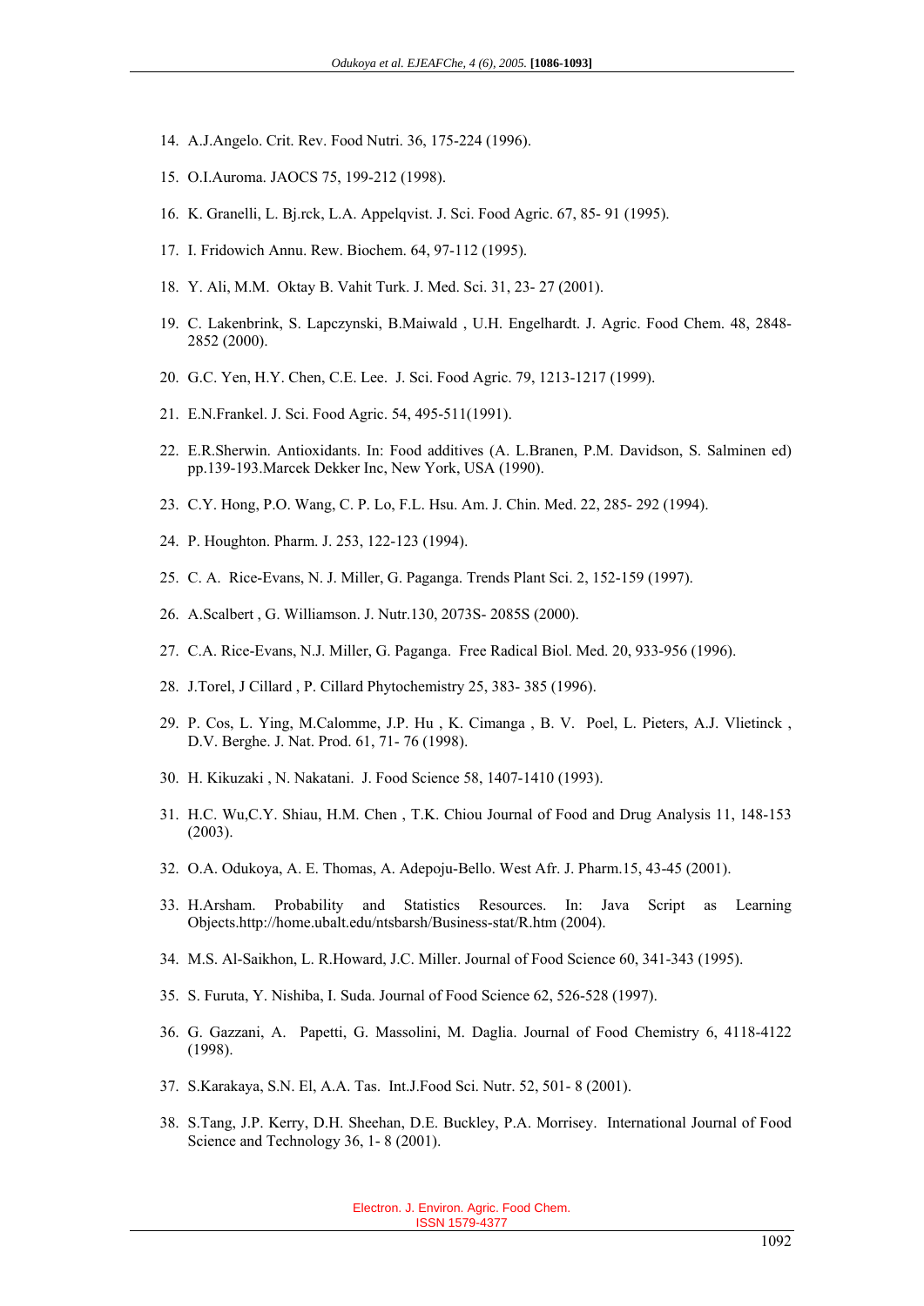14. A.J.Angelo. Crit. Rev. Food Nutri. 36, 175-224 (1996).

15. O.I.Auroma. JAOCS 75, 199-212 (1998).

16. K. Granelli, L. Bj.rck, L.A. Appelqvist. J. Sci. Food Agric. 67, 85- 91 (1995).

17. I. Fridowich Annu. Rew. Biochem. 64, 97-112 (1995).

18. Y. Ali, M.M. Oktay B. Vahit Turk. J. Med. Sci. 31, 23- 27 (2001).

19. C. Lakenbrink, S. Lapczynski, B.Maiwald , U.H. Engelhardt. J. Agric. Food Chem. 48, 2848-2852 (2000).

20. G.C. Yen, H.Y. Chen, C.E. Lee. J. Sci. Food Agric. 79, 1213-1217 (1999).

21. E.N.Frankel. J. Sci. Food Agric. 54, 495-511(1991).

22. E.R.Sherwin. Antioxidants. In: Food additives (A. L.Branen, P.M. Davidson, S. Salminen ed) pp.139-193.Marcek Dekker Inc, New York, USA (1990).

23. C.Y. Hong, P.O. Wang, C. P. Lo, F.L. Hsu. Am. J. Chin. Med. 22, 285- 292 (1994).

24. P. Houghton. Pharm. J. 253, 122-123 (1994).

25. C. A. Rice-Evans, N. J. Miller, G. Paganga. Trends Plant Sci. 2, 152-159 (1997).

26. A.Scalbert , G. Williamson. J. Nutr.130, 2073S- 2085S (2000).

27. C.A. Rice-Evans, N.J. Miller, G. Paganga. Free Radical Biol. Med. 20, 933-956 (1996).

28. J.Torel, J Cillard , P. Cillard Phytochemistry 25, 383- 385 (1996).

29. P. Cos, L. Ying, M.Calomme, J.P. Hu , K. Cimanga , B. V. Poel, L. Pieters, A.J. Vlietinck , D.V. Berghe. J. Nat. Prod. 61, 71- 76 (1998).

30. H. Kikuzaki , N. Nakatani. J. Food Science 58, 1407-1410 (1993).

31. H.C. Wu,C.Y. Shiau, H.M. Chen , T.K. Chiou Journal of Food and Drug Analysis 11, 148-153 (2003).

32. O.A. Odukoya, A. E. Thomas, A. Adepoju-Bello. West Afr. J. Pharm.15, 43-45 (2001).

33. H.Arsham. Probability and Statistics Resources. In: Java Script as Learning Objects.http://home.ubalt.edu/ntsbarsh/Business-stat/R.htm (2004).

34. M.S. Al-Saikhon, L. R.Howard, J.C. Miller. Journal of Food Science 60, 341-343 (1995).

35. S. Furuta, Y. Nishiba, I. Suda. Journal of Food Science 62, 526-528 (1997).

36. G. Gazzani, A. Papetti, G. Massolini, M. Daglia. Journal of Food Chemistry 6, 4118-4122 (1998).

37. S.Karakaya, S.N. El, A.A. Tas. Int.J.Food Sci. Nutr. 52, 501- 8 (2001).

38. S.Tang, J.P. Kerry, D.H. Sheehan, D.E. Buckley, P.A. Morrisey. International Journal of Food Science and Technology 36, 1- 8 (2001).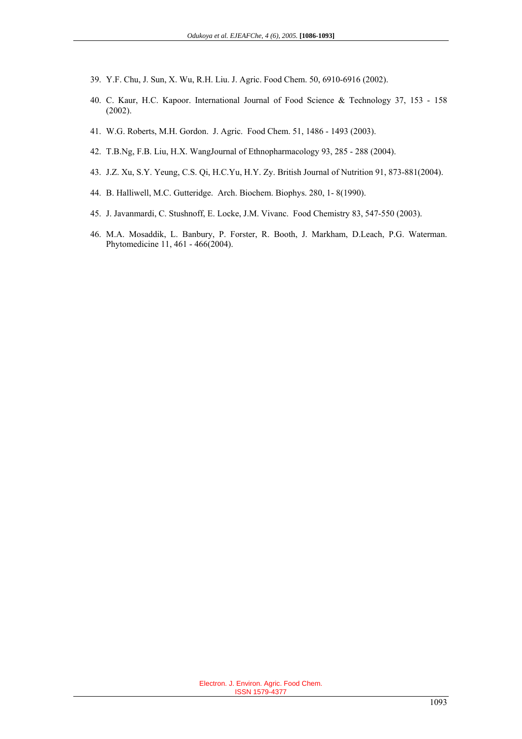39. Y.F. Chu, J. Sun, X. Wu, R.H. Liu. J. Agric. Food Chem. 50, 6910-6916 (2002).

40. C. Kaur, H.C. Kapoor. International Journal of Food Science & Technology 37, 153 - 158 (2002).

41. W.G. Roberts, M.H. Gordon. J. Agric. Food Chem. 51, 1486 - 1493 (2003).

42. T.B.Ng, F.B. Liu, H.X. WangJournal of Ethnopharmacology 93, 285 - 288 (2004).

43. J.Z. Xu, S.Y. Yeung, C.S. Qi, H.C.Yu, H.Y. Zy. British Journal of Nutrition 91, 873-881(2004).

44. B. Halliwell, M.C. Gutteridge. Arch. Biochem. Biophys. 280, 1- 8(1990).

45. J. Javanmardi, C. Stushnoff, E. Locke, J.M. Vivanc. Food Chemistry 83, 547-550 (2003).

46. M.A. Mosaddik, L. Banbury, P. Forster, R. Booth, J. Markham, D.Leach, P.G. Waterman. Phytomedicine 11, 461 - 466(2004).